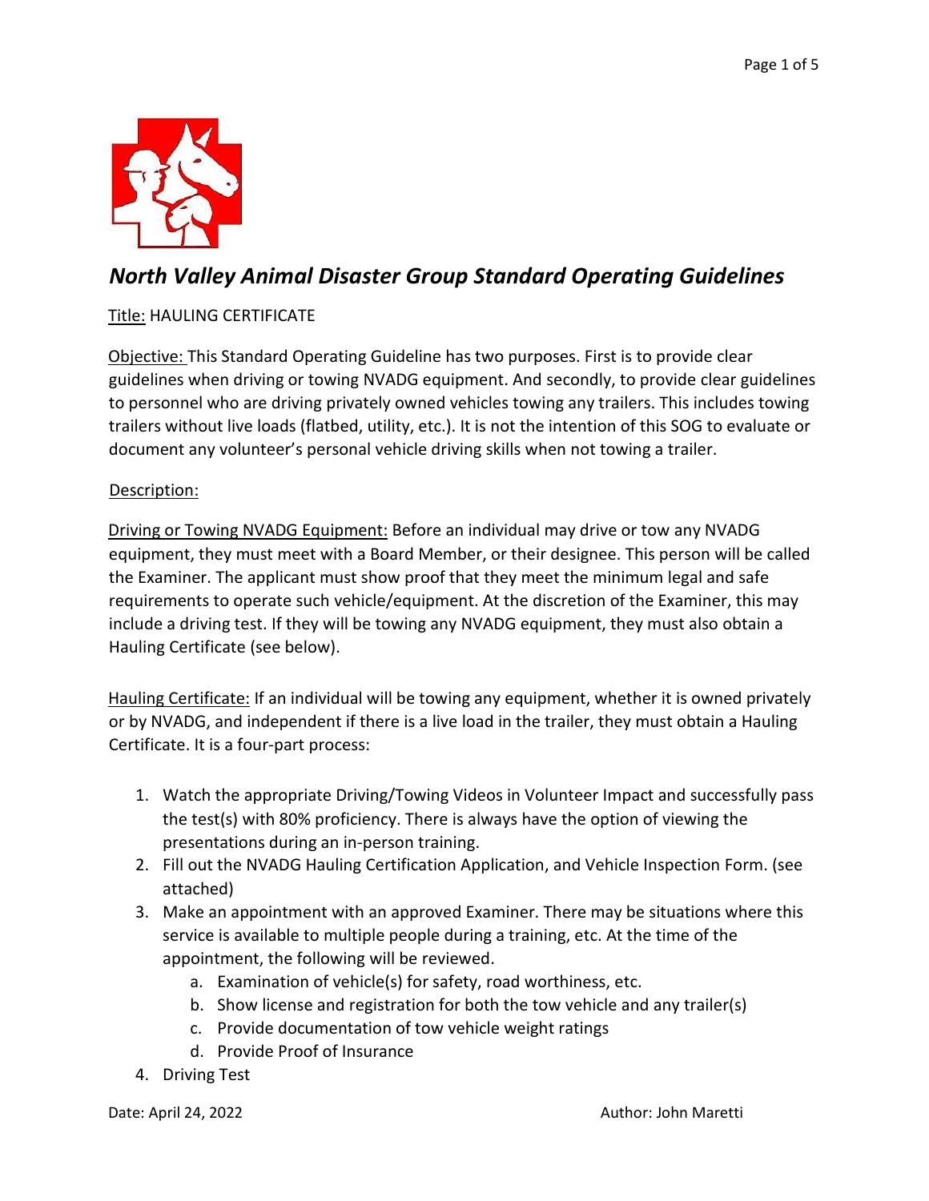# *North Valley Animal Disaster Group Standard Operating Guidelines*

Title: HAULING CERTIFICATE

Objective: This Standard Operating Guideline has two purposes. First is to provide clear guidelines when driving or towing NVADG equipment. And secondly, to provide clear guidelines to personnel who are driving privately owned vehicles towing any trailers. This includes towing trailers without live loads (flatbed, utility, etc.). It is not the intention of this SOG to evaluate or document any volunteer's personal vehicle driving skills when not towing a trailer.

Description:

Driving or Towing NVADG Equipment: Before an individual may drive or tow any NVADG equipment, they must meet with a Board Member, or their designee. This person will be called the Examiner. The applicant must show proof that they meet the minimum legal and safe requirements to operate such vehicle/equipment. At the discretion of the Examiner, this may include a driving test. If they will be towing any NVADG equipment, they must also obtain a Hauling Certificate (see below).

Hauling Certificate: If an individual will be towing any equipment, whether it is owned privately or by NVADG, and independent if there is a live load in the trailer, they must obtain a Hauling Certificate. It is a four-part process:

1. Watch the appropriate Driving/Towing Videos in Volunteer Impact and successfully pass the test(s) with 80% proficiency. There is always have the option of viewing the presentations during an in-person training.
2. Fill out the NVADG Hauling Certification Application, and Vehicle Inspection Form. (see attached)
3. Make an appointment with an approved Examiner. There may be situations where this service is available to multiple people during a training, etc. At the time of the appointment, the following will be reviewed.
   a. Examination of vehicle(s) for safety, road worthiness, etc.
   b. Show license and registration for both the tow vehicle and any trailer(s)
   c. Provide documentation of tow vehicle weight ratings
   d. Provide Proof of Insurance
4. Driving Test

Date: April 24, 2022 Author: John Maretti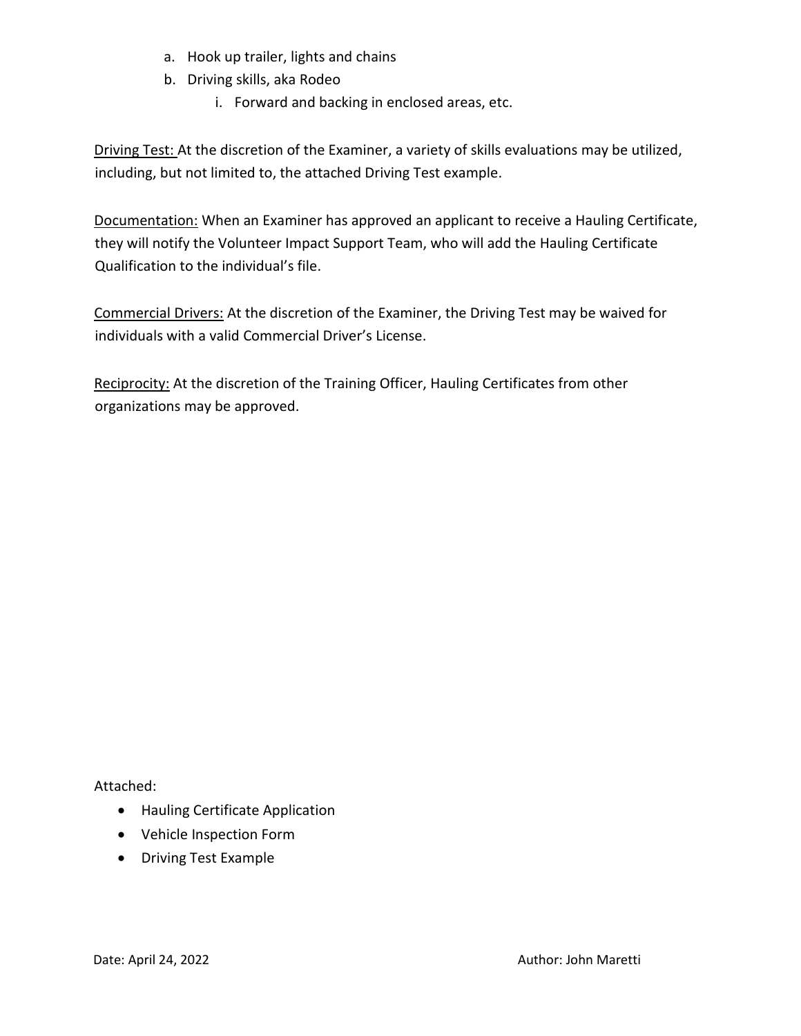a. Hook up trailer, lights and chains
   b. Driving skills, aka Rodeo
      i. Forward and backing in enclosed areas, etc.

Driving Test: At the discretion of the Examiner, a variety of skills evaluations may be utilized, including, but not limited to, the attached Driving Test example.

Documentation: When an Examiner has approved an applicant to receive a Hauling Certificate, they will notify the Volunteer Impact Support Team, who will add the Hauling Certificate Qualification to the individual's file.

Commercial Drivers: At the discretion of the Examiner, the Driving Test may be waived for individuals with a valid Commercial Driver's License.

Reciprocity: At the discretion of the Training Officer, Hauling Certificates from other organizations may be approved.

Attached:

- Hauling Certificate Application
- Vehicle Inspection Form
- Driving Test Example

Date: April 24, 2022 Author: John Maretti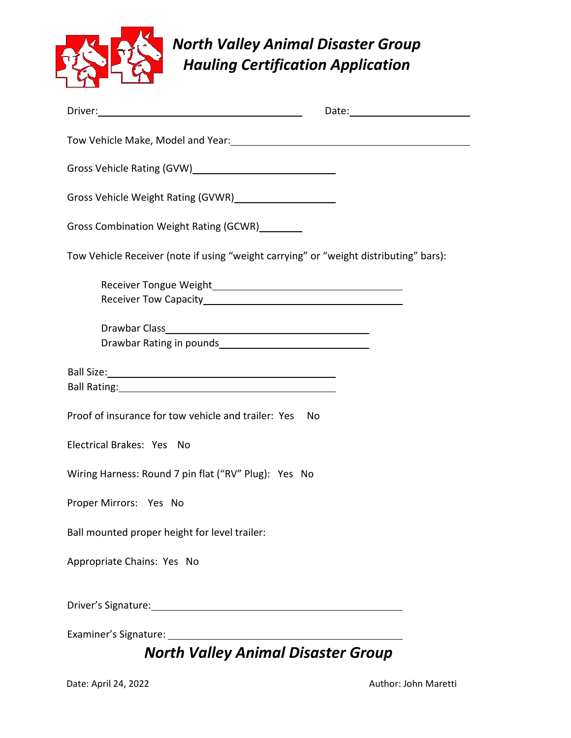# North Valley Animal Disaster Group
## Hauling Certification Application

Driver: ______________________________ Date: __________________

Tow Vehicle Make, Model and Year: ______________________________

Gross Vehicle Rating (GVW) ____________________

Gross Vehicle Weight Rating (GVWR) ______________

Gross Combination Weight Rating (GCWR) ______

Tow Vehicle Receiver (note if using "weight carrying" or "weight distributing" bars):

Receiver Tongue Weight __________________________
Receiver Tow Capacity __________________________

Drawbar Class ______________________________
Drawbar Rating in pounds ____________________

Ball Size: ______________________________
Ball Rating: ______________________________

Proof of insurance for tow vehicle and trailer: Yes No

Electrical Brakes: Yes No

Wiring Harness: Round 7 pin flat ("RV" Plug): Yes No

Proper Mirrors: Yes No

Ball mounted proper height for level trailer:

Appropriate Chains: Yes No

Driver's Signature: ______________________________

Examiner's Signature: ______________________________

***North Valley Animal Disaster Group***

Date: April 24, 2022 Author: John Maretti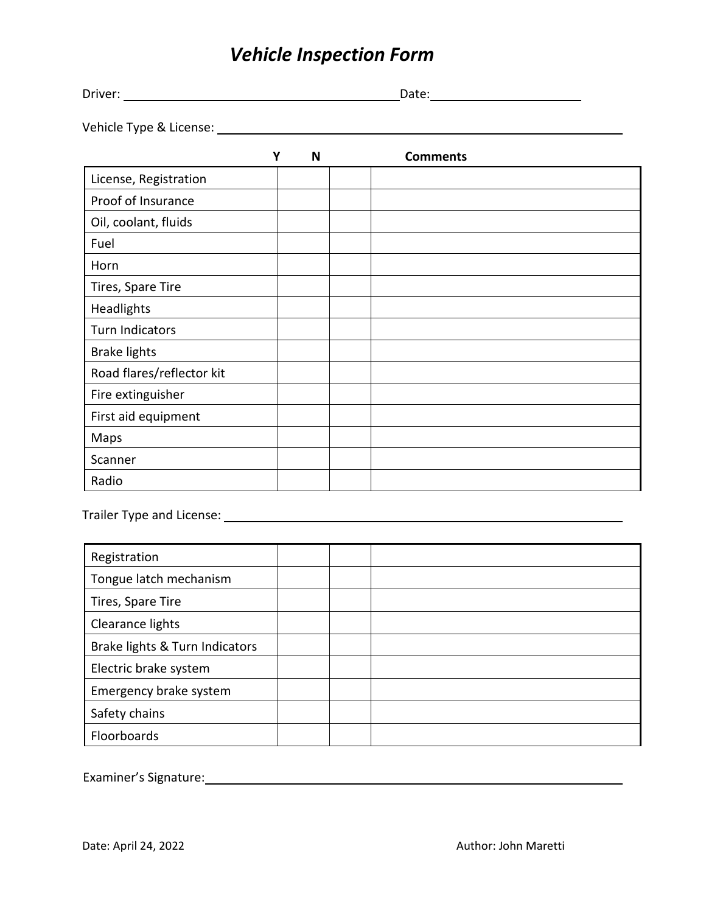# *Vehicle Inspection Form*

Driver: ________________________________________ Date: ______________________

Vehicle Type & License: ____________________________________________________________

| | Y | N | Comments |
|---|---|---|---|
| License, Registration | | | |
| Proof of Insurance | | | |
| Oil, coolant, fluids | | | |
| Fuel | | | |
| Horn | | | |
| Tires, Spare Tire | | | |
| Headlights | | | |
| Turn Indicators | | | |
| Brake lights | | | |
| Road flares/reflector kit | | | |
| Fire extinguisher | | | |
| First aid equipment | | | |
| Maps | | | |
| Scanner | | | |
| Radio | | | |

Trailer Type and License: ____________________________________________________________

| | | | |
|---|---|---|---|
| Registration | | | |
| Tongue latch mechanism | | | |
| Tires, Spare Tire | | | |
| Clearance lights | | | |
| Brake lights & Turn Indicators | | | |
| Electric brake system | | | |
| Emergency brake system | | | |
| Safety chains | | | |
| Floorboards | | | |

Examiner's Signature: ____________________________________________________________

Date: April 24, 2022

Author: John Maretti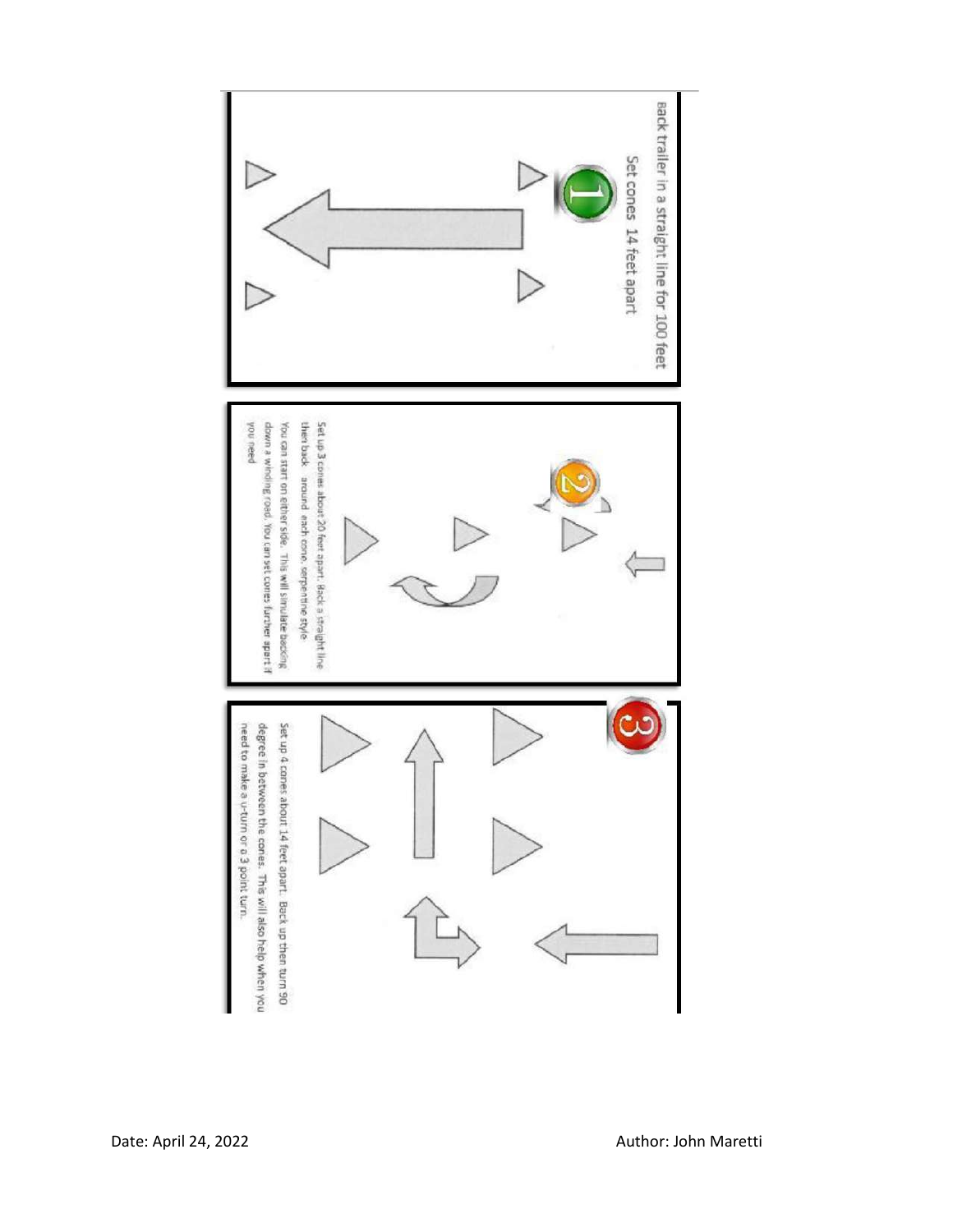1

Back trailer in a straight line for 100 feet

Set cones 14 feet apart

2

Set up 3 cones about 20 feet apart. Back a straight line then back around each cone, serpentine style.

You can start on either side. This will simulate backing down a winding road. You can set cones further apart if you need

3

Set up 4 cones about 14 feet apart. Back up then turn 90 degree in between the cones. This will also help when you need to make a u-turn or a 3 point turn.

Date: April 24, 2022

Author: John Maretti